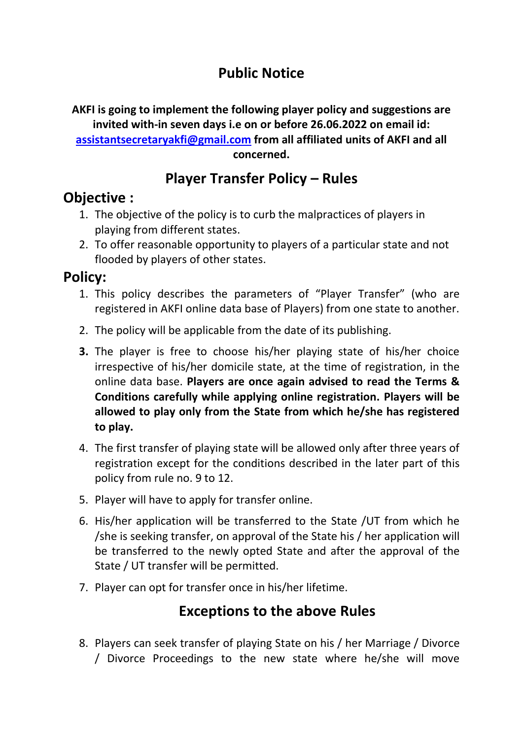# Public Notice

**AKFI is going to implement the following player policy and suggestions are invited with-in seven days i.e on or before 26.06.2022 on email id: [assistantsecretaryakfi@gmail.com](mailto:assistantsecretaryakfi@gmail.com) from all affiliated units of AKFI and all concerned.**

## Player Transfer Policy – Rules

### Objective :

1. The objective of the policy is to curb the malpractices of players in playing from different states.
2. To offer reasonable opportunity to players of a particular state and not flooded by players of other states.

### Policy:

1. This policy describes the parameters of "Player Transfer" (who are registered in AKFI online data base of Players) from one state to another.
2. The policy will be applicable from the date of its publishing.
3. The player is free to choose his/her playing state of his/her choice irrespective of his/her domicile state, at the time of registration, in the online data base. **Players are once again advised to read the Terms & Conditions carefully while applying online registration. Players will be allowed to play only from the State from which he/she has registered to play.**
4. The first transfer of playing state will be allowed only after three years of registration except for the conditions described in the later part of this policy from rule no. 9 to 12.
5. Player will have to apply for transfer online.
6. His/her application will be transferred to the State /UT from which he /she is seeking transfer, on approval of the State his / her application will be transferred to the newly opted State and after the approval of the State / UT transfer will be permitted.
7. Player can opt for transfer once in his/her lifetime.

## Exceptions to the above Rules

8. Players can seek transfer of playing State on his / her Marriage / Divorce / Divorce Proceedings to the new state where he/she will move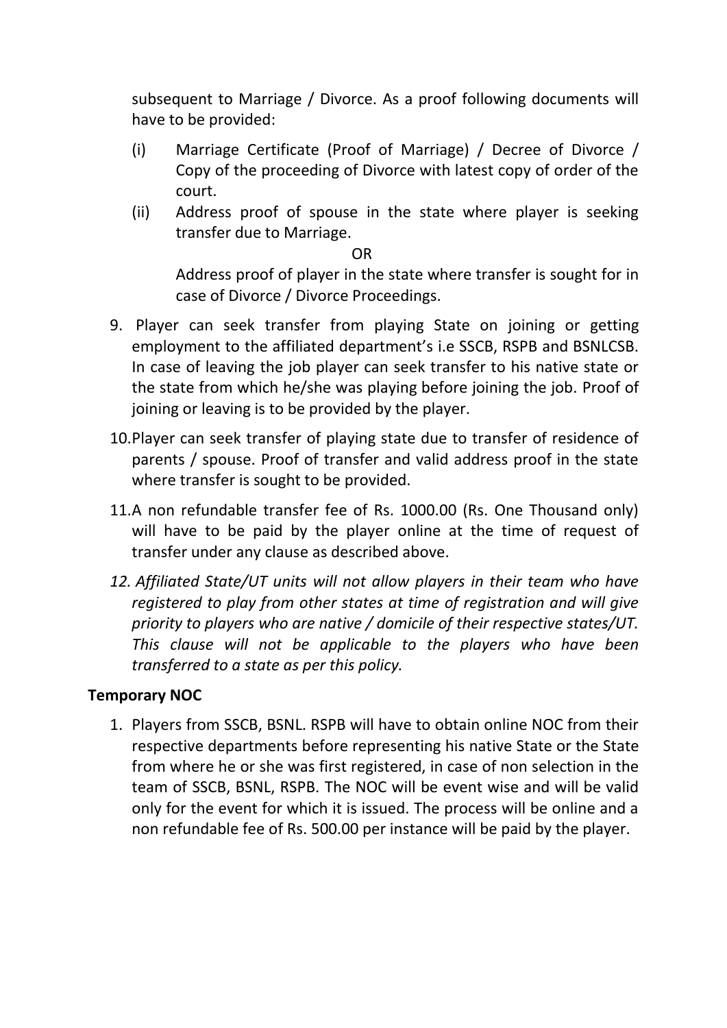subsequent to Marriage / Divorce. As a proof following documents will have to be provided:

(i) Marriage Certificate (Proof of Marriage) / Decree of Divorce / Copy of the proceeding of Divorce with latest copy of order of the court.

(ii) Address proof of spouse in the state where player is seeking transfer due to Marriage.

OR

Address proof of player in the state where transfer is sought for in case of Divorce / Divorce Proceedings.

9. Player can seek transfer from playing State on joining or getting employment to the affiliated department's i.e SSCB, RSPB and BSNLCSB. In case of leaving the job player can seek transfer to his native state or the state from which he/she was playing before joining the job. Proof of joining or leaving is to be provided by the player.

10. Player can seek transfer of playing state due to transfer of residence of parents / spouse. Proof of transfer and valid address proof in the state where transfer is sought to be provided.

11. A non refundable transfer fee of Rs. 1000.00 (Rs. One Thousand only) will have to be paid by the player online at the time of request of transfer under any clause as described above.

12. *Affiliated State/UT units will not allow players in their team who have registered to play from other states at time of registration and will give priority to players who are native / domicile of their respective states/UT. This clause will not be applicable to the players who have been transferred to a state as per this policy.*

**Temporary NOC**

1. Players from SSCB, BSNL. RSPB will have to obtain online NOC from their respective departments before representing his native State or the State from where he or she was first registered, in case of non selection in the team of SSCB, BSNL, RSPB. The NOC will be event wise and will be valid only for the event for which it is issued. The process will be online and a non refundable fee of Rs. 500.00 per instance will be paid by the player.